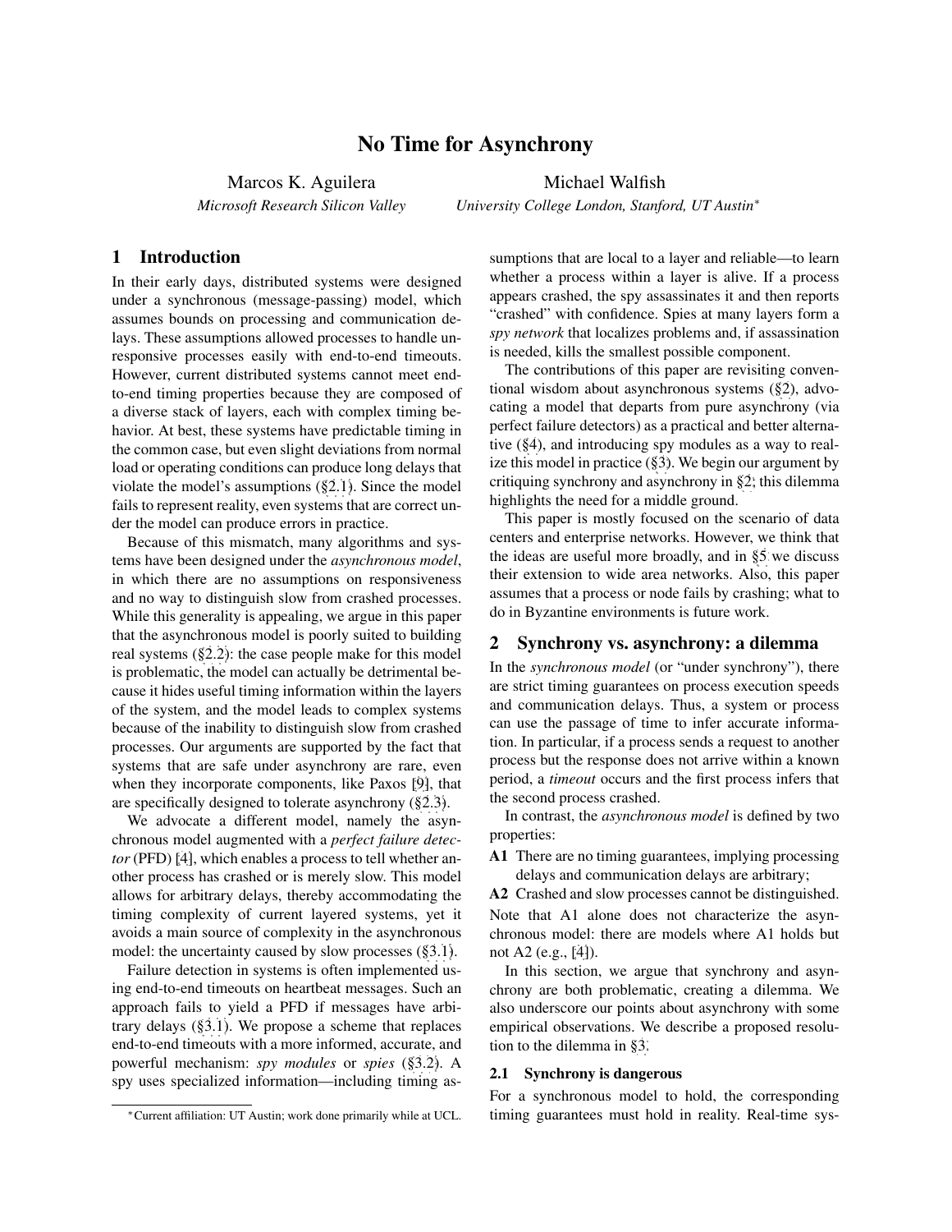# No Time for Asynchrony

Marcos K. Aguilera
*Microsoft Research Silicon Valley*

Michael Walfish
*University College London, Stanford, UT Austin*[*]

## 1 Introduction

In their early days, distributed systems were designed under a synchronous (message-passing) model, which assumes bounds on processing and communication delays. These assumptions allowed processes to handle unresponsive processes easily with end-to-end timeouts. However, current distributed systems cannot meet end-to-end timing properties because they are composed of a diverse stack of layers, each with complex timing behavior. At best, these systems have predictable timing in the common case, but even slight deviations from normal load or operating conditions can produce long delays that violate the model's assumptions (§2.1). Since the model fails to represent reality, even systems that are correct under the model can produce errors in practice.

Because of this mismatch, many algorithms and systems have been designed under the *asynchronous model*, in which there are no assumptions on responsiveness and no way to distinguish slow from crashed processes. While this generality is appealing, we argue in this paper that the asynchronous model is poorly suited to building real systems (§2.2): the case people make for this model is problematic, the model can actually be detrimental because it hides useful timing information within the layers of the system, and the model leads to complex systems because of the inability to distinguish slow from crashed processes. Our arguments are supported by the fact that systems that are safe under asynchrony are rare, even when they incorporate components, like Paxos [9], that are specifically designed to tolerate asynchrony (§2.3).

We advocate a different model, namely the asynchronous model augmented with a *perfect failure detector* (PFD) [4], which enables a process to tell whether another process has crashed or is merely slow. This model allows for arbitrary delays, thereby accommodating the timing complexity of current layered systems, yet it avoids a main source of complexity in the asynchronous model: the uncertainty caused by slow processes (§3.1).

Failure detection in systems is often implemented using end-to-end timeouts on heartbeat messages. Such an approach fails to yield a PFD if messages have arbitrary delays (§3.1). We propose a scheme that replaces end-to-end timeouts with a more informed, accurate, and powerful mechanism: *spy modules* or *spies* (§3.2). A spy uses specialized information—including timing assumptions that are local to a layer and reliable—to learn whether a process within a layer is alive. If a process appears crashed, the spy assassinates it and then reports "crashed" with confidence. Spies at many layers form a *spy network* that localizes problems and, if assassination is needed, kills the smallest possible component.

The contributions of this paper are revisiting conventional wisdom about asynchronous systems (§2), advocating a model that departs from pure asynchrony (via perfect failure detectors) as a practical and better alternative (§4), and introducing spy modules as a way to realize this model in practice (§3). We begin our argument by critiquing synchrony and asynchrony in §2; this dilemma highlights the need for a middle ground.

This paper is mostly focused on the scenario of data centers and enterprise networks. However, we think that the ideas are useful more broadly, and in §5 we discuss their extension to wide area networks. Also, this paper assumes that a process or node fails by crashing; what to do in Byzantine environments is future work.

## 2 Synchrony vs. asynchrony: a dilemma

In the *synchronous model* (or "under synchrony"), there are strict timing guarantees on process execution speeds and communication delays. Thus, a system or process can use the passage of time to infer accurate information. In particular, if a process sends a request to another process but the response does not arrive within a known period, a *timeout* occurs and the first process infers that the second process crashed.

In contrast, the *asynchronous model* is defined by two properties:

**A1** There are no timing guarantees, implying processing delays and communication delays are arbitrary;

**A2** Crashed and slow processes cannot be distinguished.

Note that A1 alone does not characterize the asynchronous model: there are models where A1 holds but not A2 (e.g., [4]).

In this section, we argue that synchrony and asynchrony are both problematic, creating a dilemma. We also underscore our points about asynchrony with some empirical observations. We describe a proposed resolution to the dilemma in §3.

### 2.1 Synchrony is dangerous

For a synchronous model to hold, the corresponding timing guarantees must hold in reality. Real-time sys-

[*] Current affiliation: UT Austin; work done primarily while at UCL.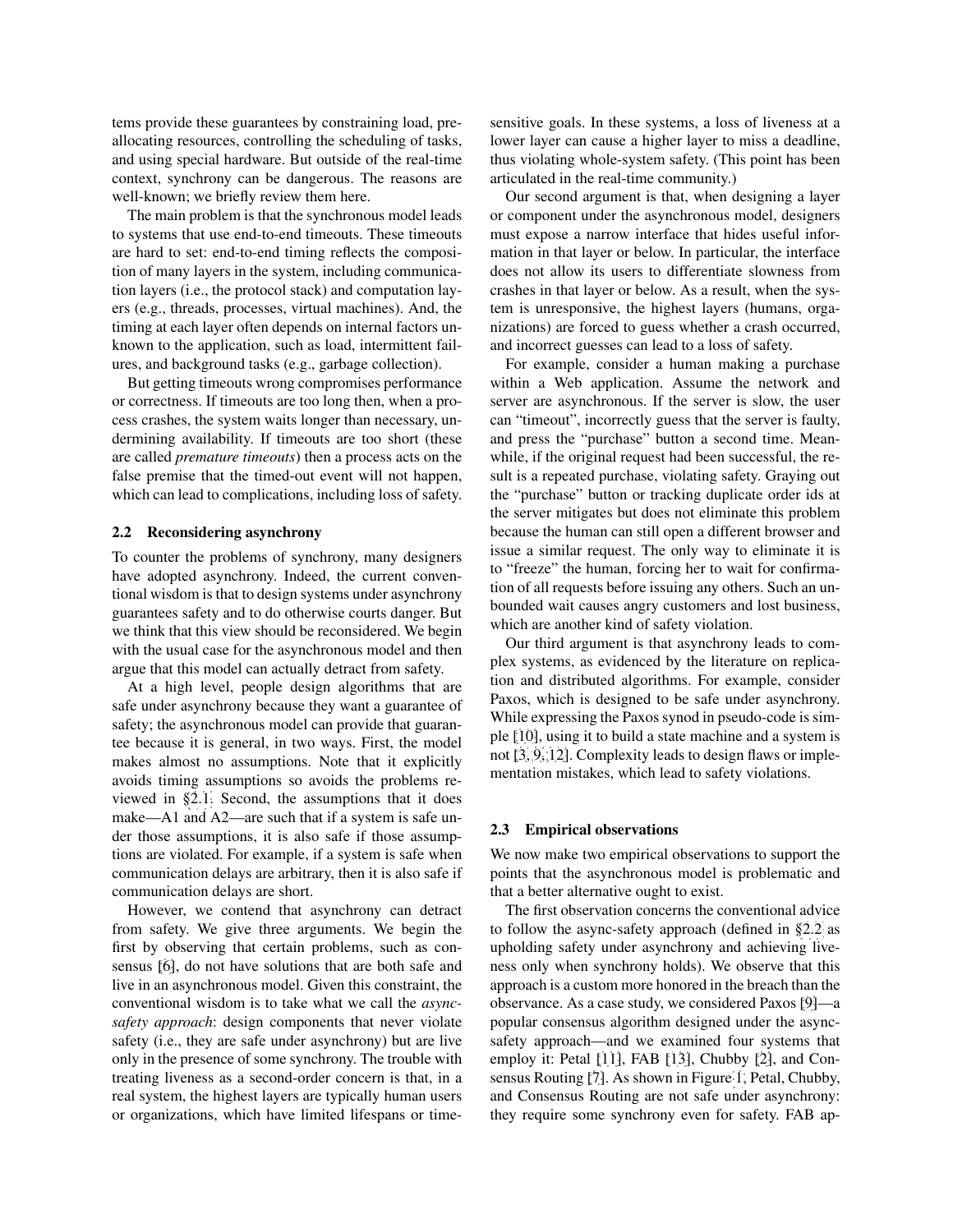tems provide these guarantees by constraining load, preallocating resources, controlling the scheduling of tasks, and using special hardware. But outside of the real-time context, synchrony can be dangerous. The reasons are well-known; we briefly review them here.

The main problem is that the synchronous model leads to systems that use end-to-end timeouts. These timeouts are hard to set: end-to-end timing reflects the composition of many layers in the system, including communication layers (i.e., the protocol stack) and computation layers (e.g., threads, processes, virtual machines). And, the timing at each layer often depends on internal factors unknown to the application, such as load, intermittent failures, and background tasks (e.g., garbage collection).

But getting timeouts wrong compromises performance or correctness. If timeouts are too long then, when a process crashes, the system waits longer than necessary, undermining availability. If timeouts are too short (these are called *premature timeouts*) then a process acts on the false premise that the timed-out event will not happen, which can lead to complications, including loss of safety.

## 2.2 Reconsidering asynchrony

To counter the problems of synchrony, many designers have adopted asynchrony. Indeed, the current conventional wisdom is that to design systems under asynchrony guarantees safety and to do otherwise courts danger. But we think that this view should be reconsidered. We begin with the usual case for the asynchronous model and then argue that this model can actually detract from safety.

At a high level, people design algorithms that are safe under asynchrony because they want a guarantee of safety; the asynchronous model can provide that guarantee because it is general, in two ways. First, the model makes almost no assumptions. Note that it explicitly avoids timing assumptions so avoids the problems reviewed in §2.1. Second, the assumptions that it does make—A1 and A2—are such that if a system is safe under those assumptions, it is also safe if those assumptions are violated. For example, if a system is safe when communication delays are arbitrary, then it is also safe if communication delays are short.

However, we contend that asynchrony can detract from safety. We give three arguments. We begin the first by observing that certain problems, such as consensus [6], do not have solutions that are both safe and live in an asynchronous model. Given this constraint, the conventional wisdom is to take what we call the *async-safety approach*: design components that never violate safety (i.e., they are safe under asynchrony) but are live only in the presence of some synchrony. The trouble with treating liveness as a second-order concern is that, in a real system, the highest layers are typically human users or organizations, which have limited lifespans or time-sensitive goals. In these systems, a loss of liveness at a lower layer can cause a higher layer to miss a deadline, thus violating whole-system safety. (This point has been articulated in the real-time community.)

Our second argument is that, when designing a layer or component under the asynchronous model, designers must expose a narrow interface that hides useful information in that layer or below. In particular, the interface does not allow its users to differentiate slowness from crashes in that layer or below. As a result, when the system is unresponsive, the highest layers (humans, organizations) are forced to guess whether a crash occurred, and incorrect guesses can lead to a loss of safety.

For example, consider a human making a purchase within a Web application. Assume the network and server are asynchronous. If the server is slow, the user can "timeout", incorrectly guess that the server is faulty, and press the "purchase" button a second time. Meanwhile, if the original request had been successful, the result is a repeated purchase, violating safety. Graying out the "purchase" button or tracking duplicate order ids at the server mitigates but does not eliminate this problem because the human can still open a different browser and issue a similar request. The only way to eliminate it is to "freeze" the human, forcing her to wait for confirmation of all requests before issuing any others. Such an unbounded wait causes angry customers and lost business, which are another kind of safety violation.

Our third argument is that asynchrony leads to complex systems, as evidenced by the literature on replication and distributed algorithms. For example, consider Paxos, which is designed to be safe under asynchrony. While expressing the Paxos synod in pseudo-code is simple [10], using it to build a state machine and a system is not [3, 9, 12]. Complexity leads to design flaws or implementation mistakes, which lead to safety violations.

## 2.3 Empirical observations

We now make two empirical observations to support the points that the asynchronous model is problematic and that a better alternative ought to exist.

The first observation concerns the conventional advice to follow the async-safety approach (defined in §2.2 as upholding safety under asynchrony and achieving liveness only when synchrony holds). We observe that this approach is a custom more honored in the breach than the observance. As a case study, we considered Paxos [9]—a popular consensus algorithm designed under the async-safety approach—and we examined four systems that employ it: Petal [11], FAB [13], Chubby [2], and Consensus Routing [7]. As shown in Figure 1, Petal, Chubby, and Consensus Routing are not safe under asynchrony: they require some synchrony even for safety. FAB ap-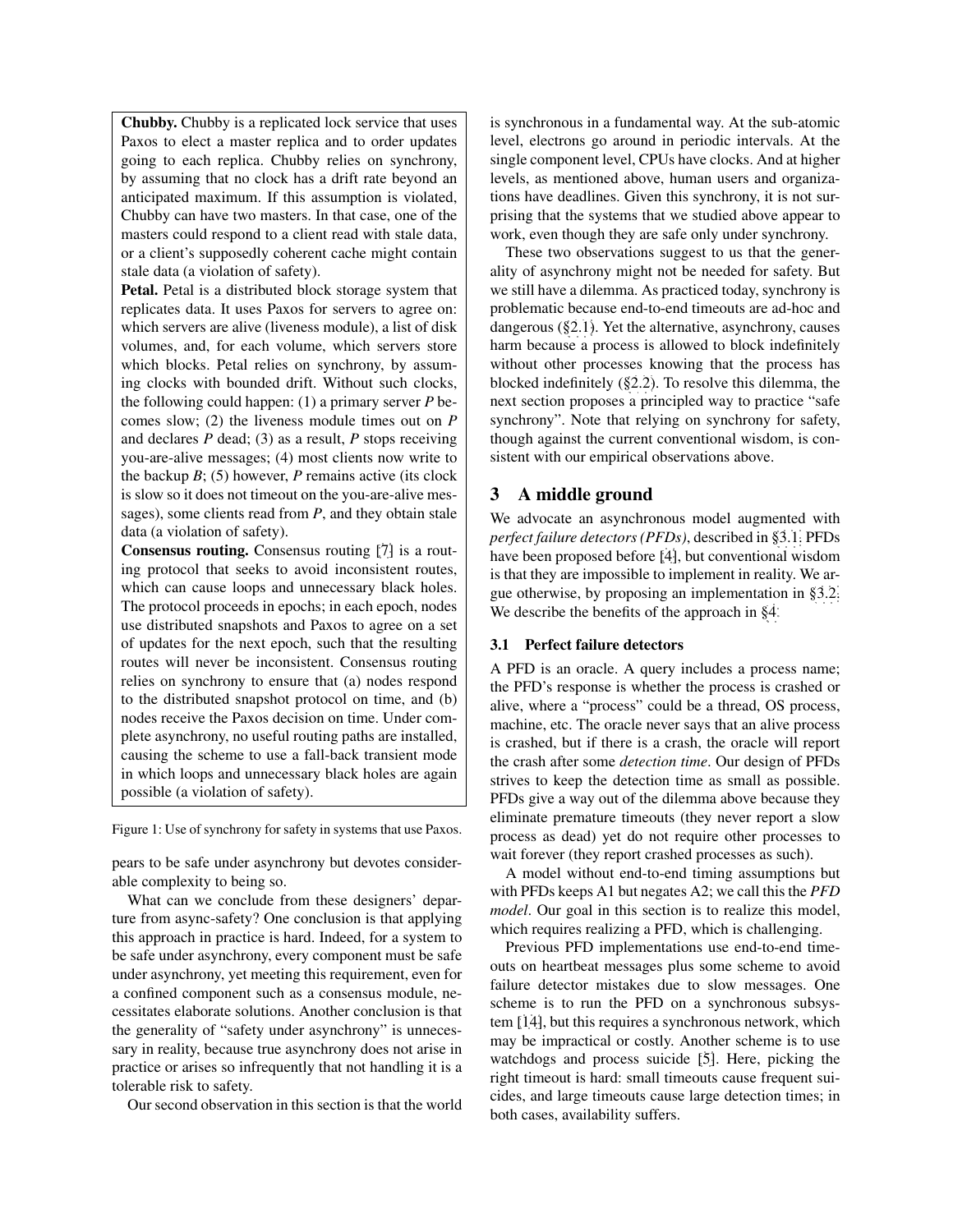**Chubby.** Chubby is a replicated lock service that uses Paxos to elect a master replica and to order updates going to each replica. Chubby relies on synchrony, by assuming that no clock has a drift rate beyond an anticipated maximum. If this assumption is violated, Chubby can have two masters. In that case, one of the masters could respond to a client read with stale data, or a client's supposedly coherent cache might contain stale data (a violation of safety).

**Petal.** Petal is a distributed block storage system that replicates data. It uses Paxos for servers to agree on: which servers are alive (liveness module), a list of disk volumes, and, for each volume, which servers store which blocks. Petal relies on synchrony, by assuming clocks with bounded drift. Without such clocks, the following could happen: (1) a primary server *P* becomes slow; (2) the liveness module times out on *P* and declares *P* dead; (3) as a result, *P* stops receiving you-are-alive messages; (4) most clients now write to the backup *B*; (5) however, *P* remains active (its clock is slow so it does not timeout on the you-are-alive messages), some clients read from *P*, and they obtain stale data (a violation of safety).

**Consensus routing.** Consensus routing [7] is a routing protocol that seeks to avoid inconsistent routes, which can cause loops and unnecessary black holes. The protocol proceeds in epochs; in each epoch, nodes use distributed snapshots and Paxos to agree on a set of updates for the next epoch, such that the resulting routes will never be inconsistent. Consensus routing relies on synchrony to ensure that (a) nodes respond to the distributed snapshot protocol on time, and (b) nodes receive the Paxos decision on time. Under complete asynchrony, no useful routing paths are installed, causing the scheme to use a fall-back transient mode in which loops and unnecessary black holes are again possible (a violation of safety).

Figure 1: Use of synchrony for safety in systems that use Paxos.

pears to be safe under asynchrony but devotes considerable complexity to being so.

What can we conclude from these designers' departure from async-safety? One conclusion is that applying this approach in practice is hard. Indeed, for a system to be safe under asynchrony, every component must be safe under asynchrony, yet meeting this requirement, even for a confined component such as a consensus module, necessitates elaborate solutions. Another conclusion is that the generality of "safety under asynchrony" is unnecessary in reality, because true asynchrony does not arise in practice or arises so infrequently that not handling it is a tolerable risk to safety.

Our second observation in this section is that the world is synchronous in a fundamental way. At the sub-atomic level, electrons go around in periodic intervals. At the single component level, CPUs have clocks. And at higher levels, as mentioned above, human users and organizations have deadlines. Given this synchrony, it is not surprising that the systems that we studied above appear to work, even though they are safe only under synchrony.

These two observations suggest to us that the generality of asynchrony might not be needed for safety. But we still have a dilemma. As practiced today, synchrony is problematic because end-to-end timeouts are ad-hoc and dangerous (§2.1). Yet the alternative, asynchrony, causes harm because a process is allowed to block indefinitely without other processes knowing that the process has blocked indefinitely (§2.2). To resolve this dilemma, the next section proposes a principled way to practice "safe synchrony". Note that relying on synchrony for safety, though against the current conventional wisdom, is consistent with our empirical observations above.

## 3 A middle ground

We advocate an asynchronous model augmented with *perfect failure detectors (PFDs)*, described in §3.1. PFDs have been proposed before [4], but conventional wisdom is that they are impossible to implement in reality. We argue otherwise, by proposing an implementation in §3.2. We describe the benefits of the approach in §4.

### 3.1 Perfect failure detectors

A PFD is an oracle. A query includes a process name; the PFD's response is whether the process is crashed or alive, where a "process" could be a thread, OS process, machine, etc. The oracle never says that an alive process is crashed, but if there is a crash, the oracle will report the crash after some *detection time*. Our design of PFDs strives to keep the detection time as small as possible. PFDs give a way out of the dilemma above because they eliminate premature timeouts (they never report a slow process as dead) yet do not require other processes to wait forever (they report crashed processes as such).

A model without end-to-end timing assumptions but with PFDs keeps A1 but negates A2; we call this the *PFD model*. Our goal in this section is to realize this model, which requires realizing a PFD, which is challenging.

Previous PFD implementations use end-to-end timeouts on heartbeat messages plus some scheme to avoid failure detector mistakes due to slow messages. One scheme is to run the PFD on a synchronous subsystem [14], but this requires a synchronous network, which may be impractical or costly. Another scheme is to use watchdogs and process suicide [5]. Here, picking the right timeout is hard: small timeouts cause frequent suicides, and large timeouts cause large detection times; in both cases, availability suffers.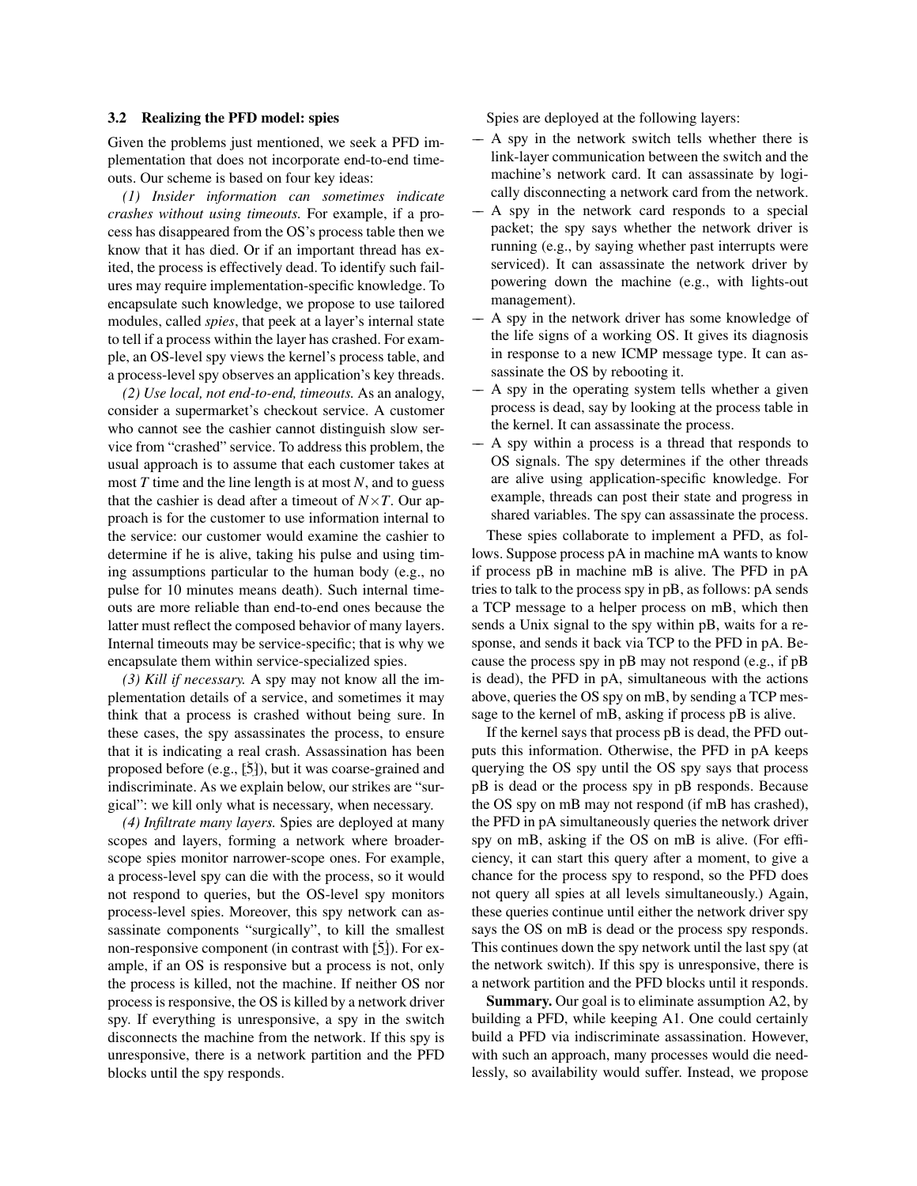### 3.2 Realizing the PFD model: spies

Given the problems just mentioned, we seek a PFD implementation that does not incorporate end-to-end timeouts. Our scheme is based on four key ideas:

*(1) Insider information can sometimes indicate crashes without using timeouts.* For example, if a process has disappeared from the OS's process table then we know that it has died. Or if an important thread has exited, the process is effectively dead. To identify such failures may require implementation-specific knowledge. To encapsulate such knowledge, we propose to use tailored modules, called *spies*, that peek at a layer's internal state to tell if a process within the layer has crashed. For example, an OS-level spy views the kernel's process table, and a process-level spy observes an application's key threads.

*(2) Use local, not end-to-end, timeouts.* As an analogy, consider a supermarket's checkout service. A customer who cannot see the cashier cannot distinguish slow service from "crashed" service. To address this problem, the usual approach is to assume that each customer takes at most $T$ time and the line length is at most $N$, and to guess that the cashier is dead after a timeout of $N \times T$. Our approach is for the customer to use information internal to the service: our customer would examine the cashier to determine if he is alive, taking his pulse and using timing assumptions particular to the human body (e.g., no pulse for 10 minutes means death). Such internal timeouts are more reliable than end-to-end ones because the latter must reflect the composed behavior of many layers. Internal timeouts may be service-specific; that is why we encapsulate them within service-specialized spies.

*(3) Kill if necessary.* A spy may not know all the implementation details of a service, and sometimes it may think that a process is crashed without being sure. In these cases, the spy assassinates the process, to ensure that it is indicating a real crash. Assassination has been proposed before (e.g., [5]), but it was coarse-grained and indiscriminate. As we explain below, our strikes are "surgical": we kill only what is necessary, when necessary.

*(4) Infiltrate many layers.* Spies are deployed at many scopes and layers, forming a network where broader-scope spies monitor narrower-scope ones. For example, a process-level spy can die with the process, so it would not respond to queries, but the OS-level spy monitors process-level spies. Moreover, this spy network can assassinate components "surgically", to kill the smallest non-responsive component (in contrast with [5]). For example, if an OS is responsive but a process is not, only the process is killed, not the machine. If neither OS nor process is responsive, the OS is killed by a network driver spy. If everything is unresponsive, a spy in the switch disconnects the machine from the network. If this spy is unresponsive, there is a network partition and the PFD blocks until the spy responds.

Spies are deployed at the following layers:

- A spy in the network switch tells whether there is link-layer communication between the switch and the machine's network card. It can assassinate by logically disconnecting a network card from the network.
- A spy in the network card responds to a special packet; the spy says whether the network driver is running (e.g., by saying whether past interrupts were serviced). It can assassinate the network driver by powering down the machine (e.g., with lights-out management).
- A spy in the network driver has some knowledge of the life signs of a working OS. It gives its diagnosis in response to a new ICMP message type. It can assassinate the OS by rebooting it.
- A spy in the operating system tells whether a given process is dead, say by looking at the process table in the kernel. It can assassinate the process.
- A spy within a process is a thread that responds to OS signals. The spy determines if the other threads are alive using application-specific knowledge. For example, threads can post their state and progress in shared variables. The spy can assassinate the process.

These spies collaborate to implement a PFD, as follows. Suppose process pA in machine mA wants to know if process pB in machine mB is alive. The PFD in pA tries to talk to the process spy in pB, as follows: pA sends a TCP message to a helper process on mB, which then sends a Unix signal to the spy within pB, waits for a response, and sends it back via TCP to the PFD in pA. Because the process spy in pB may not respond (e.g., if pB is dead), the PFD in pA, simultaneous with the actions above, queries the OS spy on mB, by sending a TCP message to the kernel of mB, asking if process pB is alive.

If the kernel says that process pB is dead, the PFD outputs this information. Otherwise, the PFD in pA keeps querying the OS spy until the OS spy says that process pB is dead or the process spy in pB responds. Because the OS spy on mB may not respond (if mB has crashed), the PFD in pA simultaneously queries the network driver spy on mB, asking if the OS on mB is alive. (For efficiency, it can start this query after a moment, to give a chance for the process spy to respond, so the PFD does not query all spies at all levels simultaneously.) Again, these queries continue until either the network driver spy says the OS on mB is dead or the process spy responds. This continues down the spy network until the last spy (at the network switch). If this spy is unresponsive, there is a network partition and the PFD blocks until it responds.

**Summary.** Our goal is to eliminate assumption A2, by building a PFD, while keeping A1. One could certainly build a PFD via indiscriminate assassination. However, with such an approach, many processes would die needlessly, so availability would suffer. Instead, we propose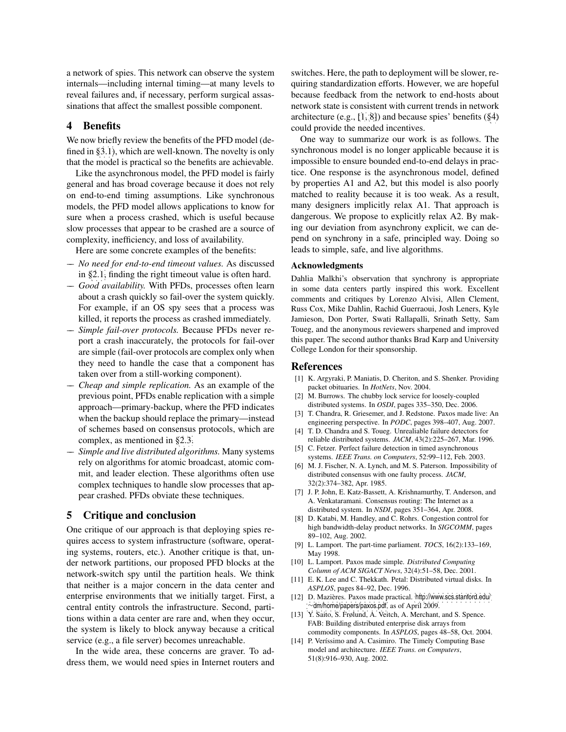a network of spies. This network can observe the system internals—including internal timing—at many levels to reveal failures and, if necessary, perform surgical assassinations that affect the smallest possible component.

## 4 Benefits

We now briefly review the benefits of the PFD model (defined in §3.1), which are well-known. The novelty is only that the model is practical so the benefits are achievable.

Like the asynchronous model, the PFD model is fairly general and has broad coverage because it does not rely on end-to-end timing assumptions. Like synchronous models, the PFD model allows applications to know for sure when a process crashed, which is useful because slow processes that appear to be crashed are a source of complexity, inefficiency, and loss of availability.

Here are some concrete examples of the benefits:

- *No need for end-to-end timeout values.* As discussed in §2.1, finding the right timeout value is often hard.
- *Good availability.* With PFDs, processes often learn about a crash quickly so fail-over the system quickly. For example, if an OS spy sees that a process was killed, it reports the process as crashed immediately.
- *Simple fail-over protocols.* Because PFDs never report a crash inaccurately, the protocols for fail-over are simple (fail-over protocols are complex only when they need to handle the case that a component has taken over from a still-working component).
- *Cheap and simple replication.* As an example of the previous point, PFDs enable replication with a simple approach—primary-backup, where the PFD indicates when the backup should replace the primary—instead of schemes based on consensus protocols, which are complex, as mentioned in §2.3.
- *Simple and live distributed algorithms.* Many systems rely on algorithms for atomic broadcast, atomic commit, and leader election. These algorithms often use complex techniques to handle slow processes that appear crashed. PFDs obviate these techniques.

## 5 Critique and conclusion

One critique of our approach is that deploying spies requires access to system infrastructure (software, operating systems, routers, etc.). Another critique is that, under network partitions, our proposed PFD blocks at the network-switch spy until the partition heals. We think that neither is a major concern in the data center and enterprise environments that we initially target. First, a central entity controls the infrastructure. Second, partitions within a data center are rare and, when they occur, the system is likely to block anyway because a critical service (e.g., a file server) becomes unreachable.

In the wide area, these concerns are graver. To address them, we would need spies in Internet routers and switches. Here, the path to deployment will be slower, requiring standardization efforts. However, we are hopeful because feedback from the network to end-hosts about network state is consistent with current trends in network architecture (e.g., [1, 8]) and because spies' benefits (§4) could provide the needed incentives.

One way to summarize our work is as follows. The synchronous model is no longer applicable because it is impossible to ensure bounded end-to-end delays in practice. One response is the asynchronous model, defined by properties A1 and A2, but this model is also poorly matched to reality because it is too weak. As a result, many designers implicitly relax A1. That approach is dangerous. We propose to explicitly relax A2. By making our deviation from asynchrony explicit, we can depend on synchrony in a safe, principled way. Doing so leads to simple, safe, and live algorithms.

### Acknowledgments

Dahlia Malkhi's observation that synchrony is appropriate in some data centers partly inspired this work. Excellent comments and critiques by Lorenzo Alvisi, Allen Clement, Russ Cox, Mike Dahlin, Rachid Guerraoui, Josh Leners, Kyle Jamieson, Don Porter, Swati Rallapalli, Srinath Setty, Sam Toueg, and the anonymous reviewers sharpened and improved this paper. The second author thanks Brad Karp and University College London for their sponsorship.

## References

[1] K. Argyraki, P. Maniatis, D. Cheriton, and S. Shenker. Providing packet obituaries. In *HotNets*, Nov. 2004.

[2] M. Burrows. The chubby lock service for loosely-coupled distributed systems. In *OSDI*, pages 335–350, Dec. 2006.

[3] T. Chandra, R. Griesemer, and J. Redstone. Paxos made live: An engineering perspective. In *PODC*, pages 398–407, Aug. 2007.

[4] T. D. Chandra and S. Toueg. Unrealiable failure detectors for reliable distributed systems. *JACM*, 43(2):225–267, Mar. 1996.

[5] C. Fetzer. Perfect failure detection in timed asynchronous systems. *IEEE Trans. on Computers*, 52:99–112, Feb. 2003.

[6] M. J. Fischer, N. A. Lynch, and M. S. Paterson. Impossibility of distributed consensus with one faulty process. *JACM*, 32(2):374–382, Apr. 1985.

[7] J. P. John, E. Katz-Bassett, A. Krishnamurthy, T. Anderson, and A. Venkataramani. Consensus routing: The Internet as a distributed system. In *NSDI*, pages 351–364, Apr. 2008.

[8] D. Katabi, M. Handley, and C. Rohrs. Congestion control for high bandwidth-delay product networks. In *SIGCOMM*, pages 89–102, Aug. 2002.

[9] L. Lamport. The part-time parliament. *TOCS*, 16(2):133–169, May 1998.

[10] L. Lamport. Paxos made simple. *Distributed Computing Column of ACM SIGACT News*, 32(4):51–58, Dec. 2001.

[11] E. K. Lee and C. Thekkath. Petal: Distributed virtual disks. In *ASPLOS*, pages 84–92, Dec. 1996.

[12] D. Mazières. Paxos made practical. http://www.scs.stanford.edu/~dm/home/papers/paxos.pdf, as of April 2009.

[13] Y. Saito, S. Frølund, A. Veitch, A. Merchant, and S. Spence. FAB: Building distributed enterprise disk arrays from commodity components. In *ASPLOS*, pages 48–58, Oct. 2004.

[14] P. Veríssimo and A. Casimiro. The Timely Computing Base model and architecture. *IEEE Trans. on Computers*, 51(8):916–930, Aug. 2002.